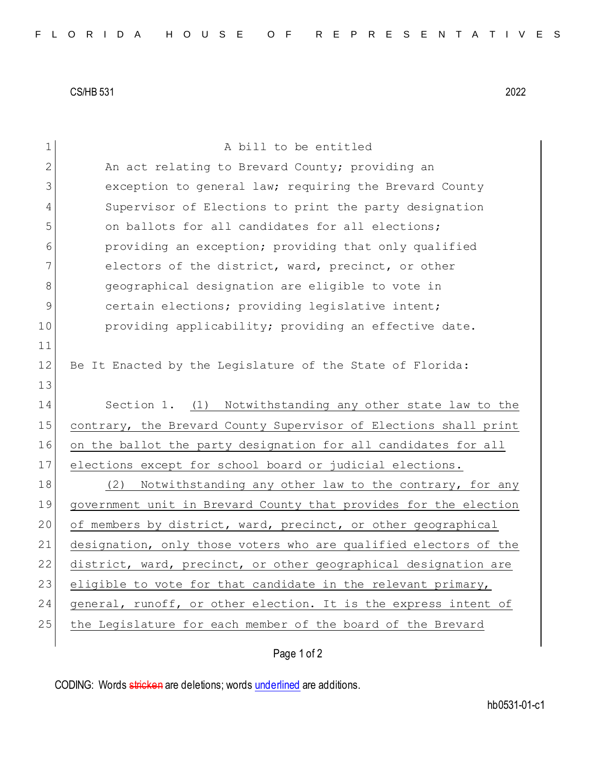CS/HB 531 2022

A bill to be entitled

An act relating to Brevard County; providing an exception to general law; requiring the Brevard County Supervisor of Elections to print the party designation on ballots for all candidates for all elections; providing an exception; providing that only qualified electors of the district, ward, precinct, or other geographical designation are eligible to vote in certain elections; providing legislative intent; providing applicability; providing an effective date.

Be It Enacted by the Legislature of the State of Florida:

Section 1. (1) Notwithstanding any other state law to the contrary, the Brevard County Supervisor of Elections shall print on the ballot the party designation for all candidates for all elections except for school board or judicial elections.

(2) Notwithstanding any other law to the contrary, for any government unit in Brevard County that provides for the election of members by district, ward, precinct, or other geographical designation, only those voters who are qualified electors of the district, ward, precinct, or other geographical designation are eligible to vote for that candidate in the relevant primary, general, runoff, or other election. It is the express intent of the Legislature for each member of the board of the Brevard

CODING: Words stricken are deletions; words underlined are additions.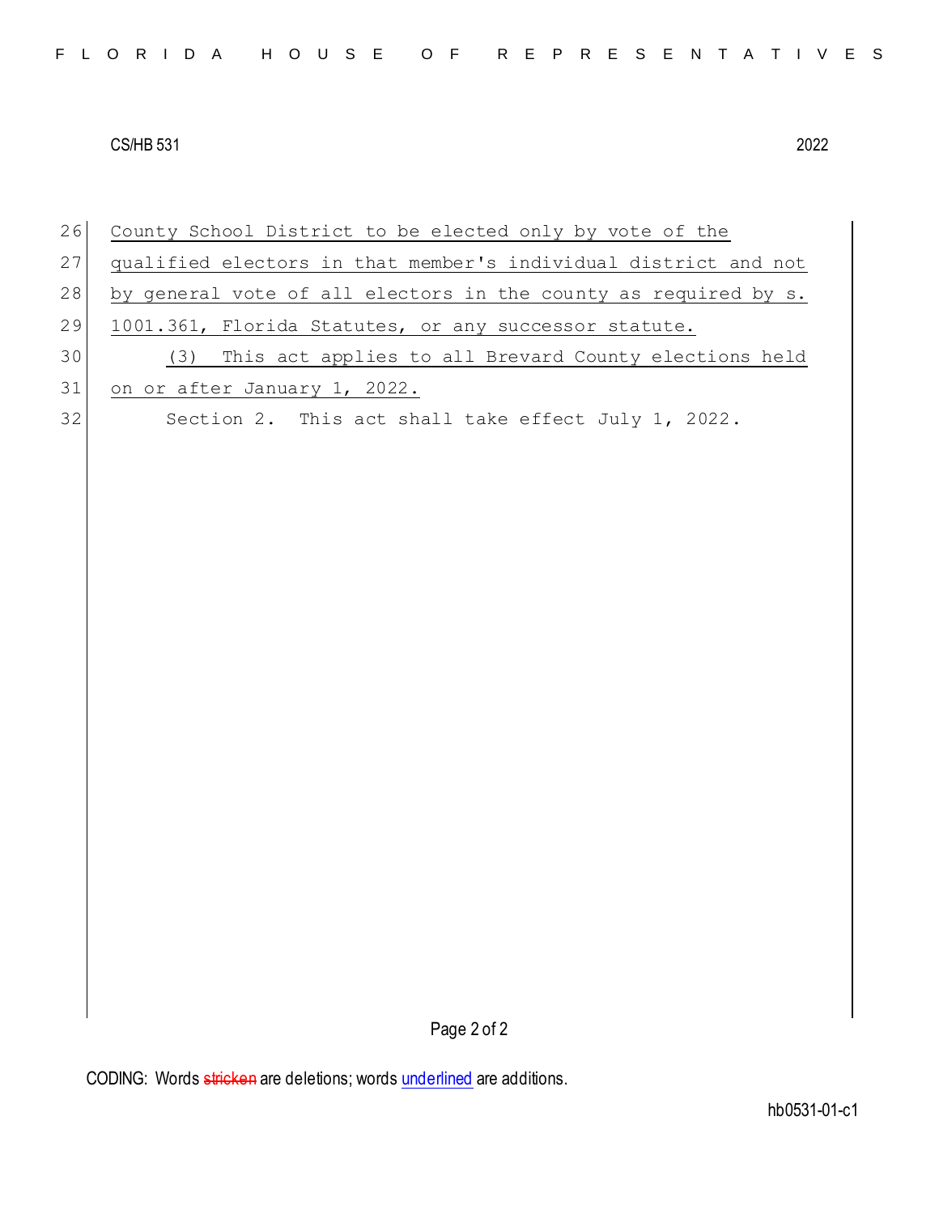26 County School District to be elected only by vote of the
27 qualified electors in that member's individual district and not
28 by general vote of all electors in the county as required by s.
29 1001.361, Florida Statutes, or any successor statute.
30 (3) This act applies to all Brevard County elections held
31 on or after January 1, 2022.
32 Section 2. This act shall take effect July 1, 2022.

CODING: Words stricken are deletions; words underlined are additions.